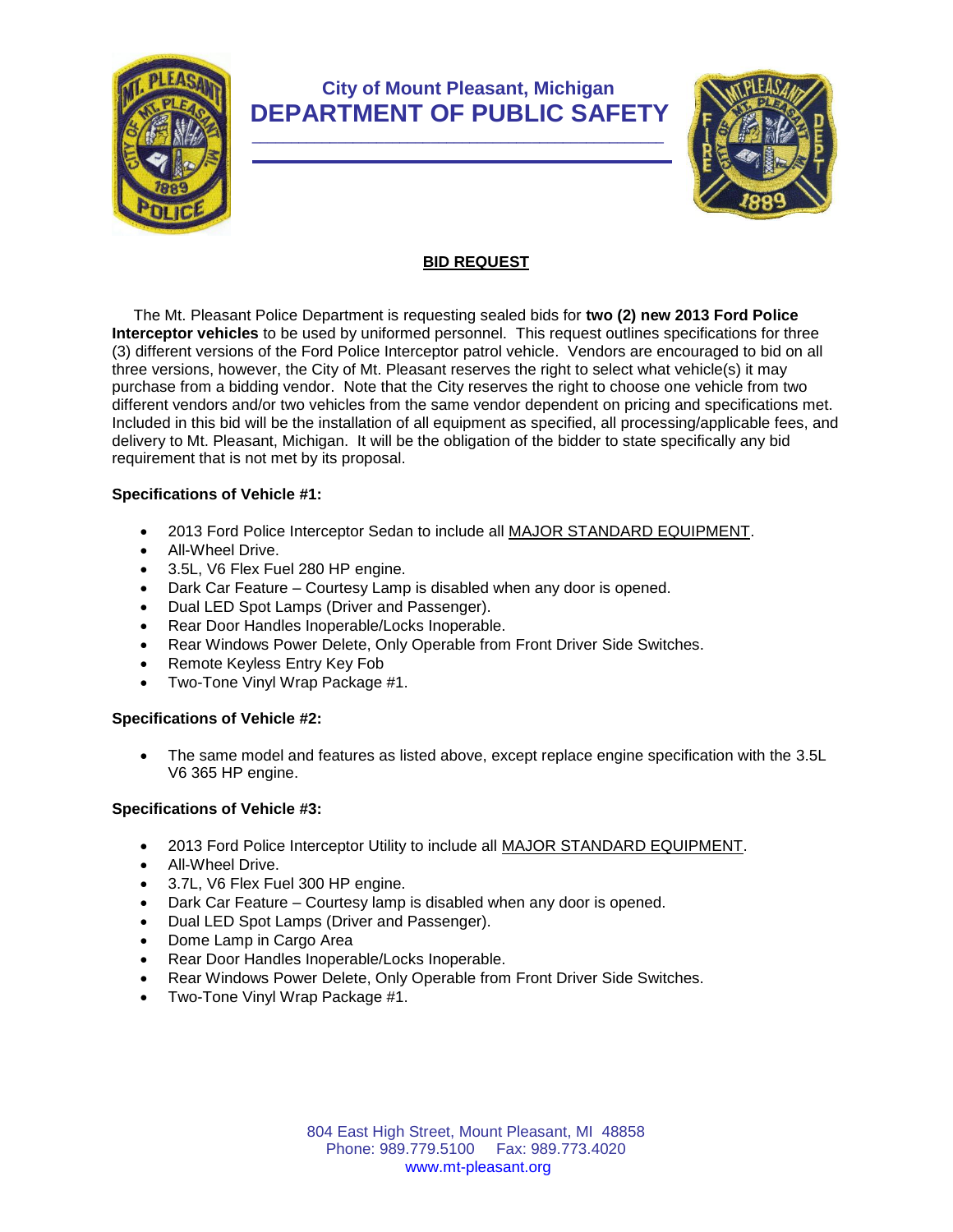# City of Mount Pleasant, Michigan
# DEPARTMENT OF PUBLIC SAFETY

## BID REQUEST

The Mt. Pleasant Police Department is requesting sealed bids for **two (2) new 2013 Ford Police Interceptor vehicles** to be used by uniformed personnel. This request outlines specifications for three (3) different versions of the Ford Police Interceptor patrol vehicle. Vendors are encouraged to bid on all three versions, however, the City of Mt. Pleasant reserves the right to select what vehicle(s) it may purchase from a bidding vendor. Note that the City reserves the right to choose one vehicle from two different vendors and/or two vehicles from the same vendor dependent on pricing and specifications met. Included in this bid will be the installation of all equipment as specified, all processing/applicable fees, and delivery to Mt. Pleasant, Michigan. It will be the obligation of the bidder to state specifically any bid requirement that is not met by its proposal.

**Specifications of Vehicle #1:**

- 2013 Ford Police Interceptor Sedan to include all MAJOR STANDARD EQUIPMENT.
- All-Wheel Drive.
- 3.5L, V6 Flex Fuel 280 HP engine.
- Dark Car Feature – Courtesy Lamp is disabled when any door is opened.
- Dual LED Spot Lamps (Driver and Passenger).
- Rear Door Handles Inoperable/Locks Inoperable.
- Rear Windows Power Delete, Only Operable from Front Driver Side Switches.
- Remote Keyless Entry Key Fob
- Two-Tone Vinyl Wrap Package #1.

**Specifications of Vehicle #2:**

- The same model and features as listed above, except replace engine specification with the 3.5L V6 365 HP engine.

**Specifications of Vehicle #3:**

- 2013 Ford Police Interceptor Utility to include all MAJOR STANDARD EQUIPMENT.
- All-Wheel Drive.
- 3.7L, V6 Flex Fuel 300 HP engine.
- Dark Car Feature – Courtesy lamp is disabled when any door is opened.
- Dual LED Spot Lamps (Driver and Passenger).
- Dome Lamp in Cargo Area
- Rear Door Handles Inoperable/Locks Inoperable.
- Rear Windows Power Delete, Only Operable from Front Driver Side Switches.
- Two-Tone Vinyl Wrap Package #1.

804 East High Street, Mount Pleasant, MI 48858
Phone: 989.779.5100 Fax: 989.773.4020
www.mt-pleasant.org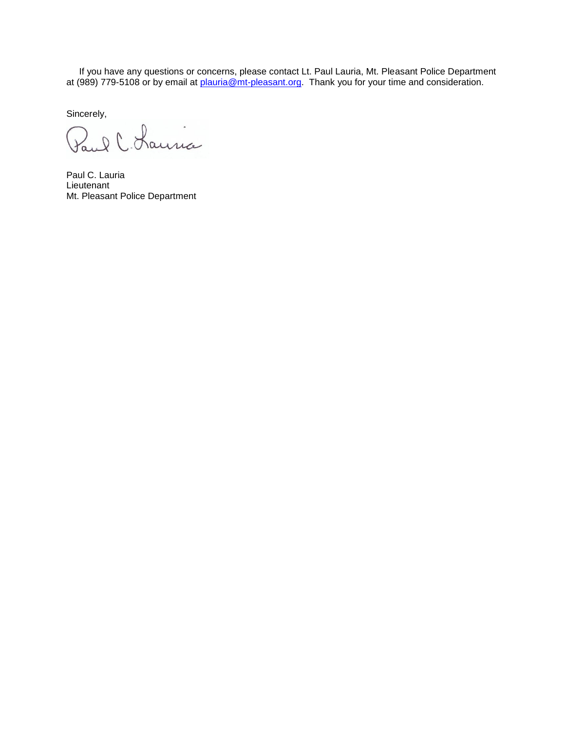If you have any questions or concerns, please contact Lt. Paul Lauria, Mt. Pleasant Police Department at (989) 779-5108 or by email at plauria@mt-pleasant.org. Thank you for your time and consideration.

Sincerely,

Paul C. Lauria
Lieutenant
Mt. Pleasant Police Department